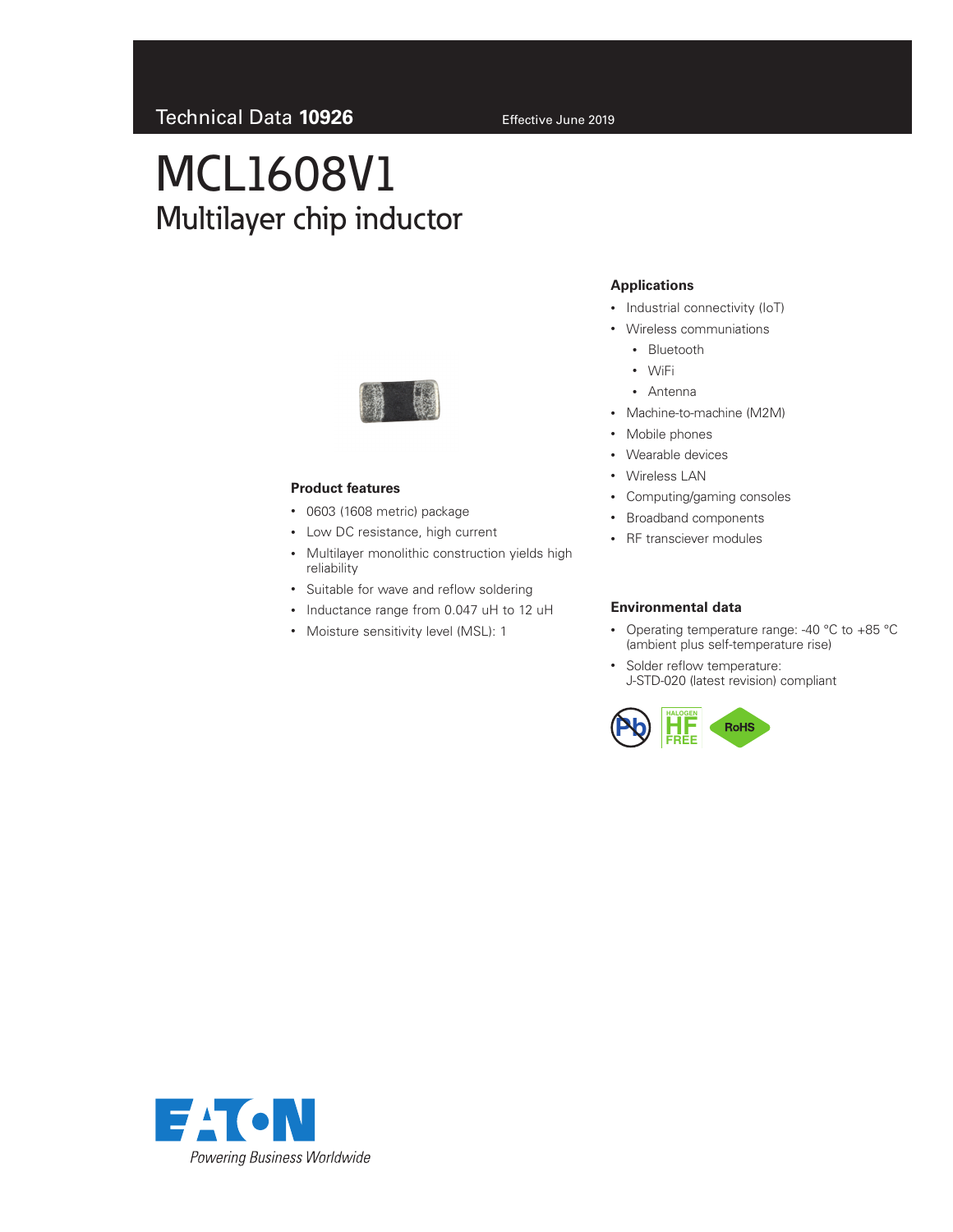Technical Data **10926** Effective June 2019

# MCL1608V1

## Multilayer chip inductor

### Product features

- 0603 (1608 metric) package
- Low DC resistance, high current
- Multilayer monolithic construction yields high reliability
- Suitable for wave and reflow soldering
- Inductance range from 0.047 uH to 12 uH
- Moisture sensitivity level (MSL): 1

### Applications

- Industrial connectivity (IoT)
- Wireless communiations
  - Bluetooth
  - WiFi
  - Antenna
- Machine-to-machine (M2M)
- Mobile phones
- Wearable devices
- Wireless LAN
- Computing/gaming consoles
- Broadband components
- RF transciever modules

### Environmental data

- Operating temperature range: -40 °C to +85 °C (ambient plus self-temperature rise)
- Solder reflow temperature: J-STD-020 (latest revision) compliant

Pb HALOGEN HF FREE RoHS

EATON
*Powering Business Worldwide*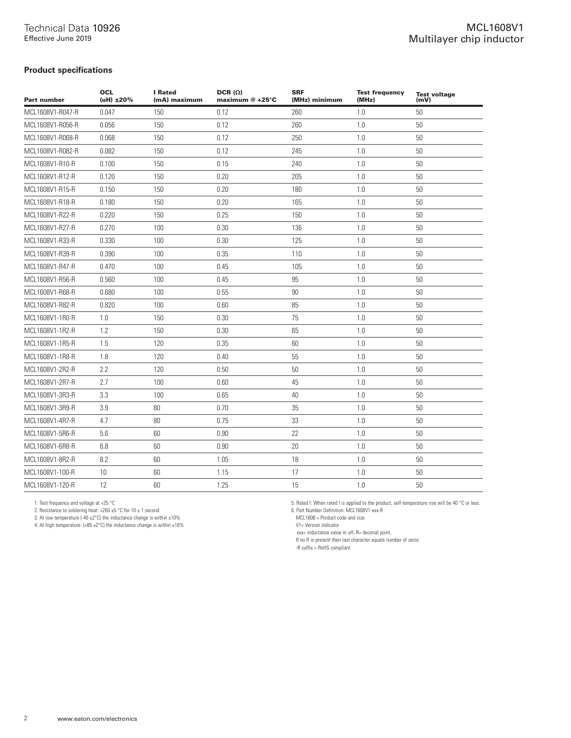### Product specifications

| Part number | OCL (uH) ±20% | I Rated (mA) maximum | DCR (Ω) maximum @ +25°C | SRF (MHz) minimum | Test frequency (MHz) | Test voltage (mV) |
|---|---|---|---|---|---|---|
| MCL1608V1-R047-R | 0.047 | 150 | 0.12 | 260 | 1.0 | 50 |
| MCL1608V1-R056-R | 0.056 | 150 | 0.12 | 260 | 1.0 | 50 |
| MCL1608V1-R068-R | 0.068 | 150 | 0.12 | 250 | 1.0 | 50 |
| MCL1608V1-R082-R | 0.082 | 150 | 0.12 | 245 | 1.0 | 50 |
| MCL1608V1-R10-R | 0.100 | 150 | 0.15 | 240 | 1.0 | 50 |
| MCL1608V1-R12-R | 0.120 | 150 | 0.20 | 205 | 1.0 | 50 |
| MCL1608V1-R15-R | 0.150 | 150 | 0.20 | 180 | 1.0 | 50 |
| MCL1608V1-R18-R | 0.180 | 150 | 0.20 | 165 | 1.0 | 50 |
| MCL1608V1-R22-R | 0.220 | 150 | 0.25 | 150 | 1.0 | 50 |
| MCL1608V1-R27-R | 0.270 | 100 | 0.30 | 136 | 1.0 | 50 |
| MCL1608V1-R33-R | 0.330 | 100 | 0.30 | 125 | 1.0 | 50 |
| MCL1608V1-R39-R | 0.390 | 100 | 0.35 | 110 | 1.0 | 50 |
| MCL1608V1-R47-R | 0.470 | 100 | 0.45 | 105 | 1.0 | 50 |
| MCL1608V1-R56-R | 0.560 | 100 | 0.45 | 95 | 1.0 | 50 |
| MCL1608V1-R68-R | 0.680 | 100 | 0.55 | 90 | 1.0 | 50 |
| MCL1608V1-R82-R | 0.820 | 100 | 0.60 | 85 | 1.0 | 50 |
| MCL1608V1-1R0-R | 1.0 | 150 | 0.30 | 75 | 1.0 | 50 |
| MCL1608V1-1R2-R | 1.2 | 150 | 0.30 | 65 | 1.0 | 50 |
| MCL1608V1-1R5-R | 1.5 | 120 | 0.35 | 60 | 1.0 | 50 |
| MCL1608V1-1R8-R | 1.8 | 120 | 0.40 | 55 | 1.0 | 50 |
| MCL1608V1-2R2-R | 2.2 | 120 | 0.50 | 50 | 1.0 | 50 |
| MCL1608V1-2R7-R | 2.7 | 100 | 0.60 | 45 | 1.0 | 50 |
| MCL1608V1-3R3-R | 3.3 | 100 | 0.65 | 40 | 1.0 | 50 |
| MCL1608V1-3R9-R | 3.9 | 80 | 0.70 | 35 | 1.0 | 50 |
| MCL1608V1-4R7-R | 4.7 | 80 | 0.75 | 33 | 1.0 | 50 |
| MCL1608V1-5R6-R | 5.6 | 60 | 0.90 | 22 | 1.0 | 50 |
| MCL1608V1-6R8-R | 6.8 | 60 | 0.90 | 20 | 1.0 | 50 |
| MCL1608V1-8R2-R | 8.2 | 60 | 1.05 | 18 | 1.0 | 50 |
| MCL1608V1-100-R | 10 | 60 | 1.15 | 17 | 1.0 | 50 |
| MCL1608V1-120-R | 12 | 60 | 1.25 | 15 | 1.0 | 50 |

1. Test frequency and voltage at +25 °C
2. Resistance to soldering heat: +260 ±5 °C for 10 ± 1 second
3. At low temperature (-40 ±2°C) the inductance change is within ±10%
4. At high temperature (+85 ±2°C) the inductance change is within ±10%
5. Rated I: When rated I is applied to the product, self-temperature rise will be 40 °C or less.
6. Part Number Definition: MCL1608V1-xxx-R
   MCL1608 = Product code and size
   V1= Version indicator
   xxx= inductance value in uH, R= decimal point,
   If no R is present then last character equals number of zeros
   -R suffix = RoHS compliant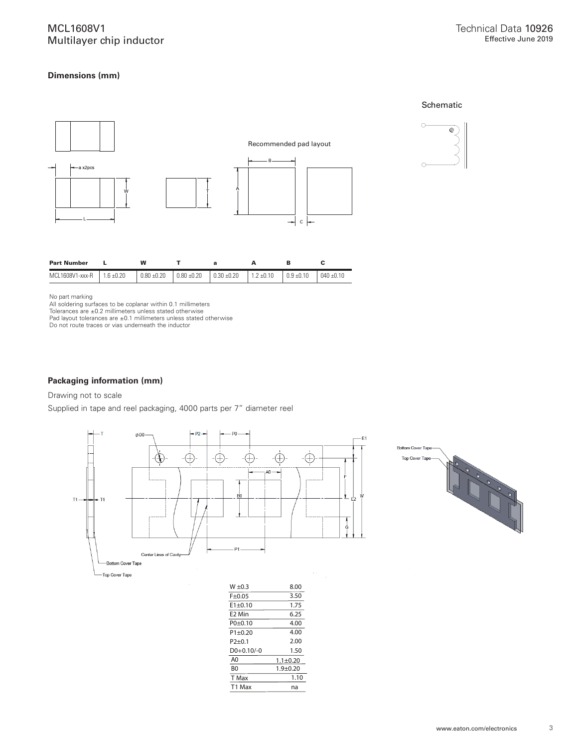## Dimensions (mm)

Schematic

Recommended pad layout

| Part Number | L | W | T | a | A | B | C |
| --- | --- | --- | --- | --- | --- | --- | --- |
| MCL1608V1-xxx-R | 1.6 ±0.20 | 0.80 ±0.20 | 0.80 ±0.20 | 0.30 ±0.20 | 1.2 ±0.10 | 0.9 ±0.10 | 040 ±0.10 |

No part marking
All soldering surfaces to be coplanar within 0.1 millimeters
Tolerances are ±0.2 millimeters unless stated otherwise
Pad layout tolerances are ±0.1 millimeters unless stated otherwise
Do not route traces or vias underneath the inductor

## Packaging information (mm)

Drawing not to scale

Supplied in tape and reel packaging, 4000 parts per 7" diameter reel

| | |
| --- | --- |
| W ±0.3 | 8.00 |
| F±0.05 | 3.50 |
| E1±0.10 | 1.75 |
| E2 Min | 6.25 |
| P0±0.10 | 4.00 |
| P1±0.20 | 4.00 |
| P2±0.1 | 2.00 |
| D0+0.10/-0 | 1.50 |
| A0 | 1.1±0.20 |
| B0 | 1.9±0.20 |
| T Max | 1.10 |
| T1 Max | na |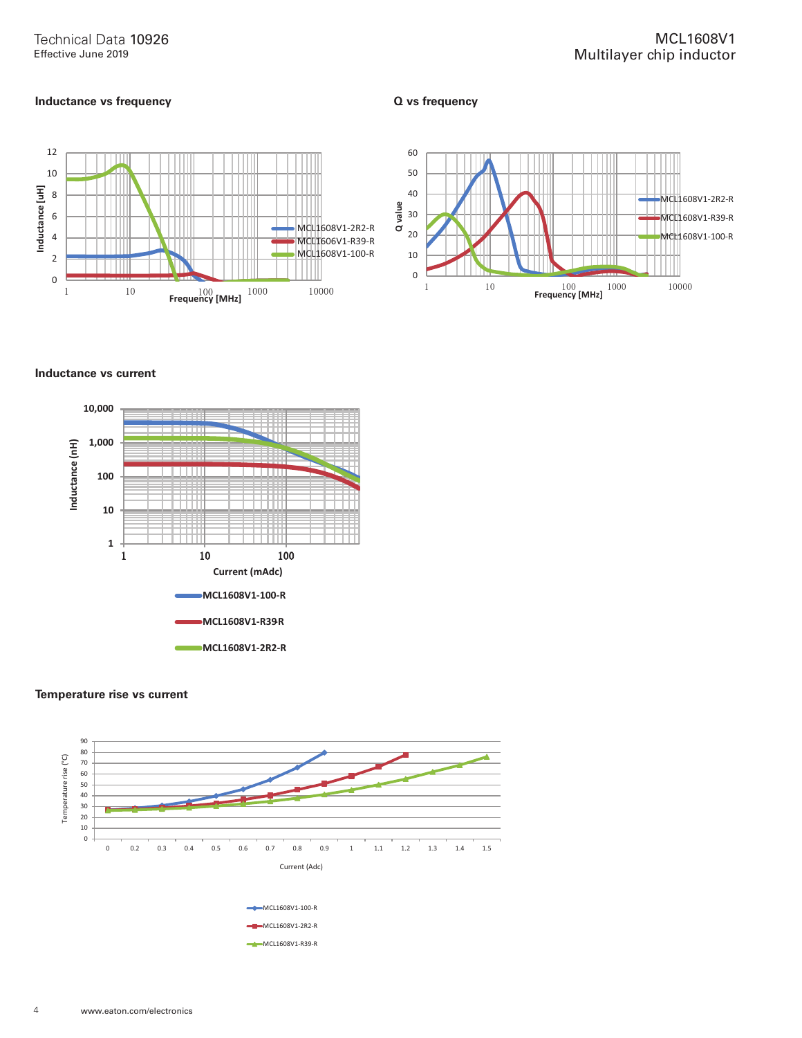### Inductance vs frequency

### Q vs frequency

### Inductance vs current

### Temperature rise vs current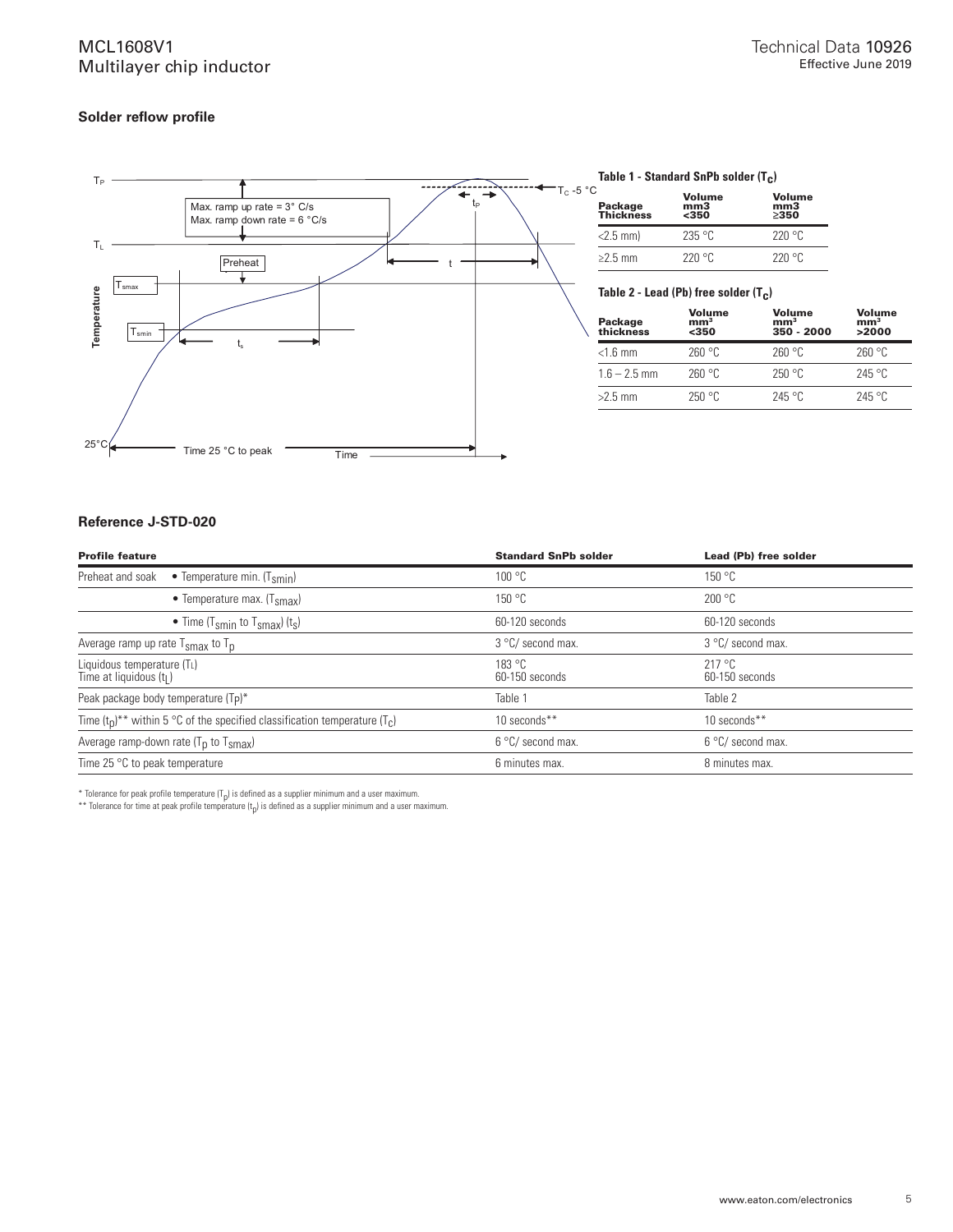## Solder reflow profile

**Table 1 - Standard SnPb solder ($T_C$)**

| Package Thickness | Volume mm3 <350 | Volume mm3 ≥350 |
|---|---|---|
| <2.5 mm) | 235 °C | 220 °C |
| ≥2.5 mm | 220 °C | 220 °C |

**Table 2 - Lead (Pb) free solder ($T_C$)**

| Package thickness | Volume mm³ <350 | Volume mm³ 350 - 2000 | Volume mm³ >2000 |
|---|---|---|---|
| <1.6 mm | 260 °C | 260 °C | 260 °C |
| 1.6 – 2.5 mm | 260 °C | 250 °C | 245 °C |
| >2.5 mm | 250 °C | 245 °C | 245 °C |

## Reference J-STD-020

| Profile feature | | Standard SnPb solder | Lead (Pb) free solder |
|---|---|---|---|
| Preheat and soak | • Temperature min. ($T_{smin}$) | 100 °C | 150 °C |
| | • Temperature max. ($T_{smax}$) | 150 °C | 200 °C |
| | • Time ($T_{smin}$ to $T_{smax}$) ($t_s$) | 60-120 seconds | 60-120 seconds |
| Average ramp up rate $T_{smax}$ to $T_p$ | | 3 °C/ second max. | 3 °C/ second max. |
| Liquidous temperature ($T_L$)<br>Time at liquidous ($t_L$) | | 183 °C<br>60-150 seconds | 217 °C<br>60-150 seconds |
| Peak package body temperature ($T_P$)* | | Table 1 | Table 2 |
| Time ($t_p$)** within 5 °C of the specified classification temperature ($T_C$) | | 10 seconds** | 10 seconds** |
| Average ramp-down rate ($T_p$ to $T_{smax}$) | | 6 °C/ second max. | 6 °C/ second max. |
| Time 25 °C to peak temperature | | 6 minutes max. | 8 minutes max. |

\* Tolerance for peak profile temperature ($T_p$) is defined as a supplier minimum and a user maximum.

\*\* Tolerance for time at peak profile temperature ($t_p$) is defined as a supplier minimum and a user maximum.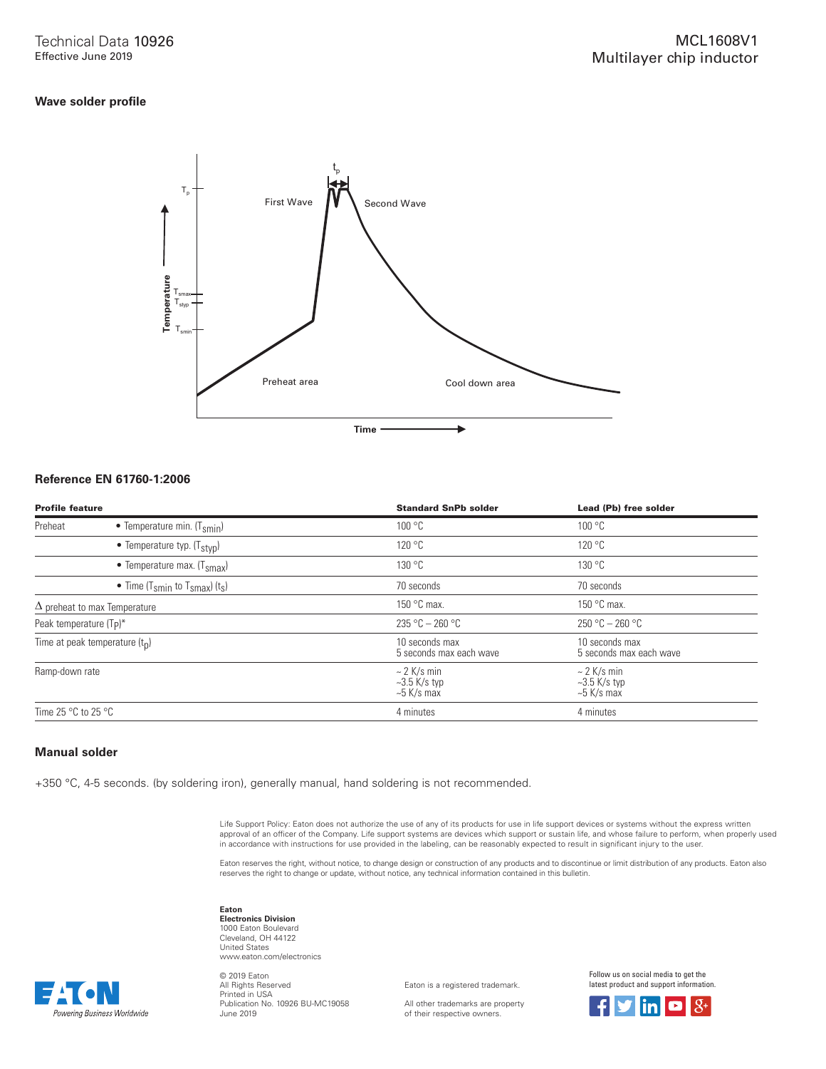## Wave solder profile

$T_p$

$t_p$

First Wave

Second Wave

Temperature

$T_{smax}$

$T_{styp}$

$T_{smin}$

Preheat area

Cool down area

Time

### Reference EN 61760-1:2006

| Profile feature | | Standard SnPb solder | Lead (Pb) free solder |
|---|---|---|---|
| Preheat | • Temperature min. ($T_{smin}$) | 100 °C | 100 °C |
| | • Temperature typ. ($T_{styp}$) | 120 °C | 120 °C |
| | • Temperature max. ($T_{smax}$) | 130 °C | 130 °C |
| | • Time ($T_{smin}$ to $T_{smax}$) ($t_s$) | 70 seconds | 70 seconds |
| $\Delta$ preheat to max Temperature | | 150 °C max. | 150 °C max. |
| Peak temperature (Tp)* | | 235 °C – 260 °C | 250 °C – 260 °C |
| Time at peak temperature ($t_p$) | | 10 seconds max<br>5 seconds max each wave | 10 seconds max<br>5 seconds max each wave |
| Ramp-down rate | | ~ 2 K/s min<br>~3.5 K/s typ<br>~5 K/s max | ~ 2 K/s min<br>~3.5 K/s typ<br>~5 K/s max |
| Time 25 °C to 25 °C | | 4 minutes | 4 minutes |

## Manual solder

+350 °C, 4-5 seconds. (by soldering iron), generally manual, hand soldering is not recommended.

Life Support Policy: Eaton does not authorize the use of any of its products for use in life support devices or systems without the express written approval of an officer of the Company. Life support systems are devices which support or sustain life, and whose failure to perform, when properly used in accordance with instructions for use provided in the labeling, can be reasonably expected to result in significant injury to the user.

Eaton reserves the right, without notice, to change design or construction of any products and to discontinue or limit distribution of any products. Eaton also reserves the right to change or update, without notice, any technical information contained in this bulletin.

**Eaton**
**Electronics Division**
1000 Eaton Boulevard
Cleveland, OH 44122
United States
www.eaton.com/electronics

© 2019 Eaton
All Rights Reserved
Printed in USA
Publication No. 10926 BU-MC19058
June 2019

Eaton is a registered trademark.

All other trademarks are property of their respective owners.

Follow us on social media to get the latest product and support information.

Powering Business Worldwide